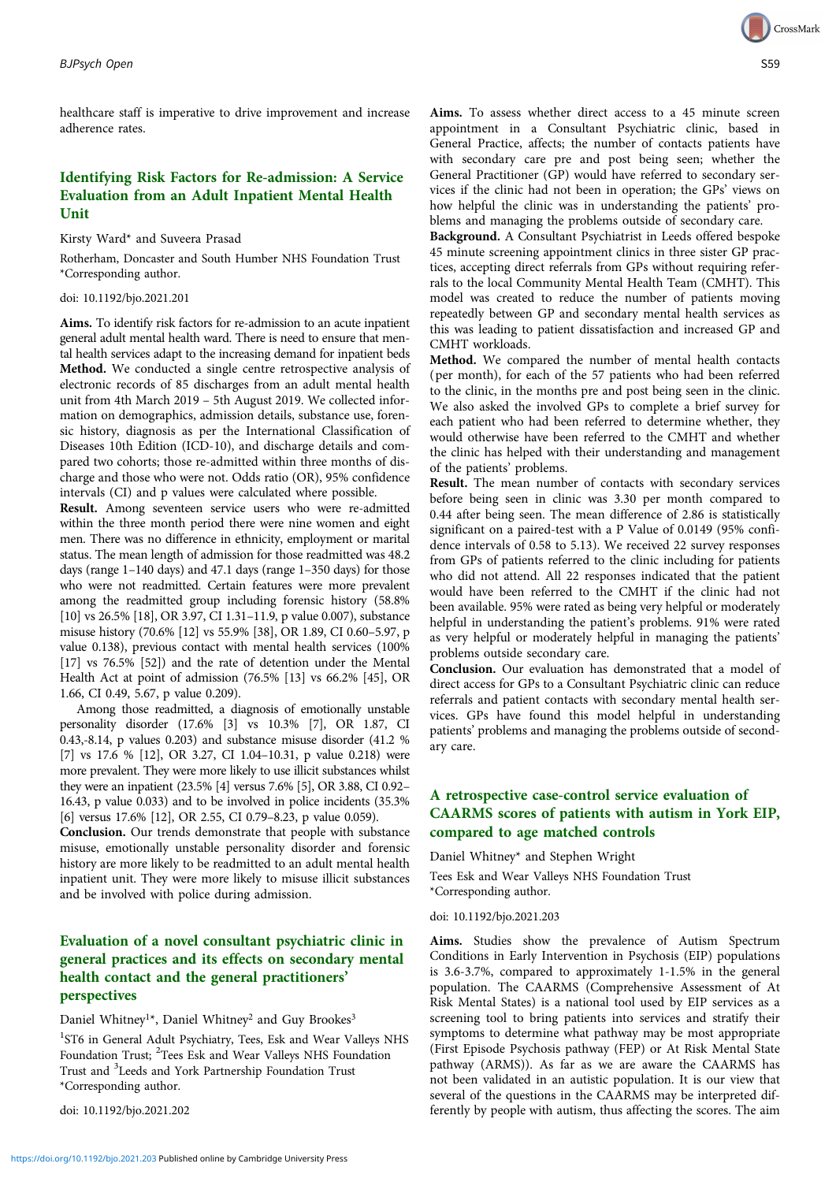healthcare staff is imperative to drive improvement and increase adherence rates.

## Identifying Risk Factors for Re-admission: A Service Evaluation from an Adult Inpatient Mental Health Unit

Kirsty Ward* and Suveera Prasad

Rotherham, Doncaster and South Humber NHS Foundation Trust
*Corresponding author.

doi: 10.1192/bjo.2021.201

**Aims.** To identify risk factors for re-admission to an acute inpatient general adult mental health ward. There is need to ensure that mental health services adapt to the increasing demand for inpatient beds

**Method.** We conducted a single centre retrospective analysis of electronic records of 85 discharges from an adult mental health unit from 4th March 2019 – 5th August 2019. We collected information on demographics, admission details, substance use, forensic history, diagnosis as per the International Classification of Diseases 10th Edition (ICD-10), and discharge details and compared two cohorts; those re-admitted within three months of discharge and those who were not. Odds ratio (OR), 95% confidence intervals (CI) and p values were calculated where possible.

**Result.** Among seventeen service users who were re-admitted within the three month period there were nine women and eight men. There was no difference in ethnicity, employment or marital status. The mean length of admission for those readmitted was 48.2 days (range 1–140 days) and 47.1 days (range 1–350 days) for those who were not readmitted. Certain features were more prevalent among the readmitted group including forensic history (58.8% [10] vs 26.5% [18], OR 3.97, CI 1.31–11.9, p value 0.007), substance misuse history (70.6% [12] vs 55.9% [38], OR 1.89, CI 0.60–5.97, p value 0.138), previous contact with mental health services (100% [17] vs 76.5% [52]) and the rate of detention under the Mental Health Act at point of admission (76.5% [13] vs 66.2% [45], OR 1.66, CI 0.49, 5.67, p value 0.209).

Among those readmitted, a diagnosis of emotionally unstable personality disorder (17.6% [3] vs 10.3% [7], OR 1.87, CI 0.43,-8.14, p values 0.203) and substance misuse disorder (41.2 % [7] vs 17.6 % [12], OR 3.27, CI 1.04–10.31, p value 0.218) were more prevalent. They were more likely to use illicit substances whilst they were an inpatient (23.5% [4] versus 7.6% [5], OR 3.88, CI 0.92–16.43, p value 0.033) and to be involved in police incidents (35.3% [6] versus 17.6% [12], OR 2.55, CI 0.79–8.23, p value 0.059).

**Conclusion.** Our trends demonstrate that people with substance misuse, emotionally unstable personality disorder and forensic history are more likely to be readmitted to an adult mental health inpatient unit. They were more likely to misuse illicit substances and be involved with police during admission.

## Evaluation of a novel consultant psychiatric clinic in general practices and its effects on secondary mental health contact and the general practitioners' perspectives

Daniel Whitney[1]*, Daniel Whitney[2] and Guy Brookes[3]

[1]ST6 in General Adult Psychiatry, Tees, Esk and Wear Valleys NHS Foundation Trust; [2]Tees Esk and Wear Valleys NHS Foundation Trust and [3]Leeds and York Partnership Foundation Trust
*Corresponding author.

doi: 10.1192/bjo.2021.202

**Aims.** To assess whether direct access to a 45 minute screen appointment in a Consultant Psychiatric clinic, based in General Practice, affects; the number of contacts patients have with secondary care pre and post being seen; whether the General Practitioner (GP) would have referred to secondary services if the clinic had not been in operation; the GPs' views on how helpful the clinic was in understanding the patients' problems and managing the problems outside of secondary care.

**Background.** A Consultant Psychiatrist in Leeds offered bespoke 45 minute screening appointment clinics in three sister GP practices, accepting direct referrals from GPs without requiring referrals to the local Community Mental Health Team (CMHT). This model was created to reduce the number of patients moving repeatedly between GP and secondary mental health services as this was leading to patient dissatisfaction and increased GP and CMHT workloads.

**Method.** We compared the number of mental health contacts (per month), for each of the 57 patients who had been referred to the clinic, in the months pre and post being seen in the clinic. We also asked the involved GPs to complete a brief survey for each patient who had been referred to determine whether, they would otherwise have been referred to the CMHT and whether the clinic has helped with their understanding and management of the patients' problems.

**Result.** The mean number of contacts with secondary services before being seen in clinic was 3.30 per month compared to 0.44 after being seen. The mean difference of 2.86 is statistically significant on a paired-test with a P Value of 0.0149 (95% confidence intervals of 0.58 to 5.13). We received 22 survey responses from GPs of patients referred to the clinic including for patients who did not attend. All 22 responses indicated that the patient would have been referred to the CMHT if the clinic had not been available. 95% were rated as being very helpful or moderately helpful in understanding the patient's problems. 91% were rated as very helpful or moderately helpful in managing the patients' problems outside secondary care.

**Conclusion.** Our evaluation has demonstrated that a model of direct access for GPs to a Consultant Psychiatric clinic can reduce referrals and patient contacts with secondary mental health services. GPs have found this model helpful in understanding patients' problems and managing the problems outside of secondary care.

## A retrospective case-control service evaluation of CAARMS scores of patients with autism in York EIP, compared to age matched controls

Daniel Whitney* and Stephen Wright

Tees Esk and Wear Valleys NHS Foundation Trust
*Corresponding author.

doi: 10.1192/bjo.2021.203

**Aims.** Studies show the prevalence of Autism Spectrum Conditions in Early Intervention in Psychosis (EIP) populations is 3.6-3.7%, compared to approximately 1-1.5% in the general population. The CAARMS (Comprehensive Assessment of At Risk Mental States) is a national tool used by EIP services as a screening tool to bring patients into services and stratify their symptoms to determine what pathway may be most appropriate (First Episode Psychosis pathway (FEP) or At Risk Mental State pathway (ARMS)). As far as we are aware the CAARMS has not been validated in an autistic population. It is our view that several of the questions in the CAARMS may be interpreted differently by people with autism, thus affecting the scores. The aim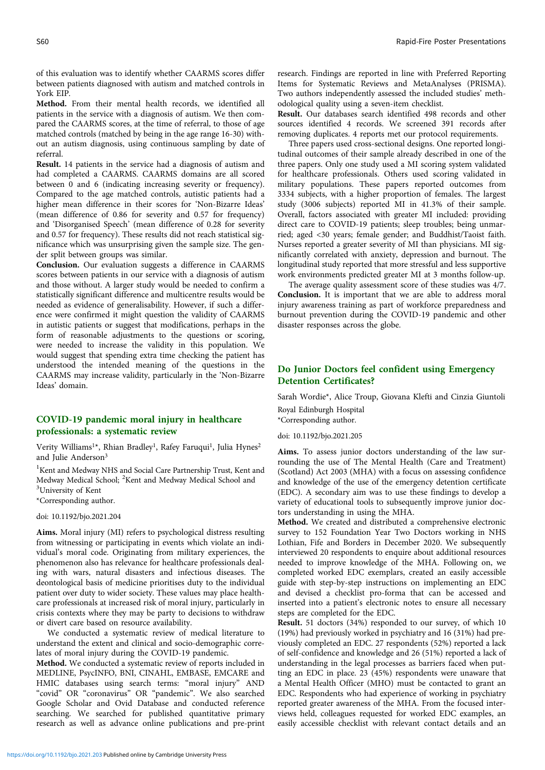of this evaluation was to identify whether CAARMS scores differ between patients diagnosed with autism and matched controls in York EIP.

**Method.** From their mental health records, we identified all patients in the service with a diagnosis of autism. We then compared the CAARMS scores, at the time of referral, to those of age matched controls (matched by being in the age range 16-30) without an autism diagnosis, using continuous sampling by date of referral.

**Result.** 14 patients in the service had a diagnosis of autism and had completed a CAARMS. CAARMS domains are all scored between 0 and 6 (indicating increasing severity or frequency). Compared to the age matched controls, autistic patients had a higher mean difference in their scores for 'Non-Bizarre Ideas' (mean difference of 0.86 for severity and 0.57 for frequency) and 'Disorganised Speech' (mean difference of 0.28 for severity and 0.57 for frequency). These results did not reach statistical significance which was unsurprising given the sample size. The gender split between groups was similar.

**Conclusion.** Our evaluation suggests a difference in CAARMS scores between patients in our service with a diagnosis of autism and those without. A larger study would be needed to confirm a statistically significant difference and multicentre results would be needed as evidence of generalisability. However, if such a difference were confirmed it might question the validity of CAARMS in autistic patients or suggest that modifications, perhaps in the form of reasonable adjustments to the questions or scoring, were needed to increase the validity in this population. We would suggest that spending extra time checking the patient has understood the intended meaning of the questions in the CAARMS may increase validity, particularly in the 'Non-Bizarre Ideas' domain.

## COVID-19 pandemic moral injury in healthcare professionals: a systematic review

Verity Williams[1]*, Rhian Bradley[1], Rafey Faruqui[1], Julia Hynes[2] and Julie Anderson[3]

[1]Kent and Medway NHS and Social Care Partnership Trust, Kent and Medway Medical School; [2]Kent and Medway Medical School and [3]University of Kent

*Corresponding author.

doi: 10.1192/bjo.2021.204

**Aims.** Moral injury (MI) refers to psychological distress resulting from witnessing or participating in events which violate an individual's moral code. Originating from military experiences, the phenomenon also has relevance for healthcare professionals dealing with wars, natural disasters and infectious diseases. The deontological basis of medicine prioritises duty to the individual patient over duty to wider society. These values may place healthcare professionals at increased risk of moral injury, particularly in crisis contexts where they may be party to decisions to withdraw or divert care based on resource availability.

We conducted a systematic review of medical literature to understand the extent and clinical and socio-demographic correlates of moral injury during the COVID-19 pandemic.

**Method.** We conducted a systematic review of reports included in MEDLINE, PsycINFO, BNI, CINAHL, EMBASE, EMCARE and HMIC databases using search terms: "moral injury" AND "covid" OR "coronavirus" OR "pandemic". We also searched Google Scholar and Ovid Database and conducted reference searching. We searched for published quantitative primary research as well as advance online publications and pre-print research. Findings are reported in line with Preferred Reporting Items for Systematic Reviews and MetaAnalyses (PRISMA). Two authors independently assessed the included studies' methodological quality using a seven-item checklist.

**Result.** Our databases search identified 498 records and other sources identified 4 records. We screened 391 records after removing duplicates. 4 reports met our protocol requirements.

Three papers used cross-sectional designs. One reported longitudinal outcomes of their sample already described in one of the three papers. Only one study used a MI scoring system validated for healthcare professionals. Others used scoring validated in military populations. These papers reported outcomes from 3334 subjects, with a higher proportion of females. The largest study (3006 subjects) reported MI in 41.3% of their sample. Overall, factors associated with greater MI included: providing direct care to COVID-19 patients; sleep troubles; being unmarried; aged <30 years; female gender; and Buddhist/Taoist faith. Nurses reported a greater severity of MI than physicians. MI significantly correlated with anxiety, depression and burnout. The longitudinal study reported that more stressful and less supportive work environments predicted greater MI at 3 months follow-up.

The average quality assessment score of these studies was 4/7.

**Conclusion.** It is important that we are able to address moral injury awareness training as part of workforce preparedness and burnout prevention during the COVID-19 pandemic and other disaster responses across the globe.

## Do Junior Doctors feel confident using Emergency Detention Certificates?

Sarah Wordie*, Alice Troup, Giovana Klefti and Cinzia Giuntoli

Royal Edinburgh Hospital

*Corresponding author.

doi: 10.1192/bjo.2021.205

**Aims.** To assess junior doctors understanding of the law surrounding the use of The Mental Health (Care and Treatment) (Scotland) Act 2003 (MHA) with a focus on assessing confidence and knowledge of the use of the emergency detention certificate (EDC). A secondary aim was to use these findings to develop a variety of educational tools to subsequently improve junior doctors understanding in using the MHA.

**Method.** We created and distributed a comprehensive electronic survey to 152 Foundation Year Two Doctors working in NHS Lothian, Fife and Borders in December 2020. We subsequently interviewed 20 respondents to enquire about additional resources needed to improve knowledge of the MHA. Following on, we completed worked EDC exemplars, created an easily accessible guide with step-by-step instructions on implementing an EDC and devised a checklist pro-forma that can be accessed and inserted into a patient's electronic notes to ensure all necessary steps are completed for the EDC.

**Result.** 51 doctors (34%) responded to our survey, of which 10 (19%) had previously worked in psychiatry and 16 (31%) had previously completed an EDC. 27 respondents (52%) reported a lack of self-confidence and knowledge and 26 (51%) reported a lack of understanding in the legal processes as barriers faced when putting an EDC in place. 23 (45%) respondents were unaware that a Mental Health Officer (MHO) must be contacted to grant an EDC. Respondents who had experience of working in psychiatry reported greater awareness of the MHA. From the focused interviews held, colleagues requested for worked EDC examples, an easily accessible checklist with relevant contact details and an